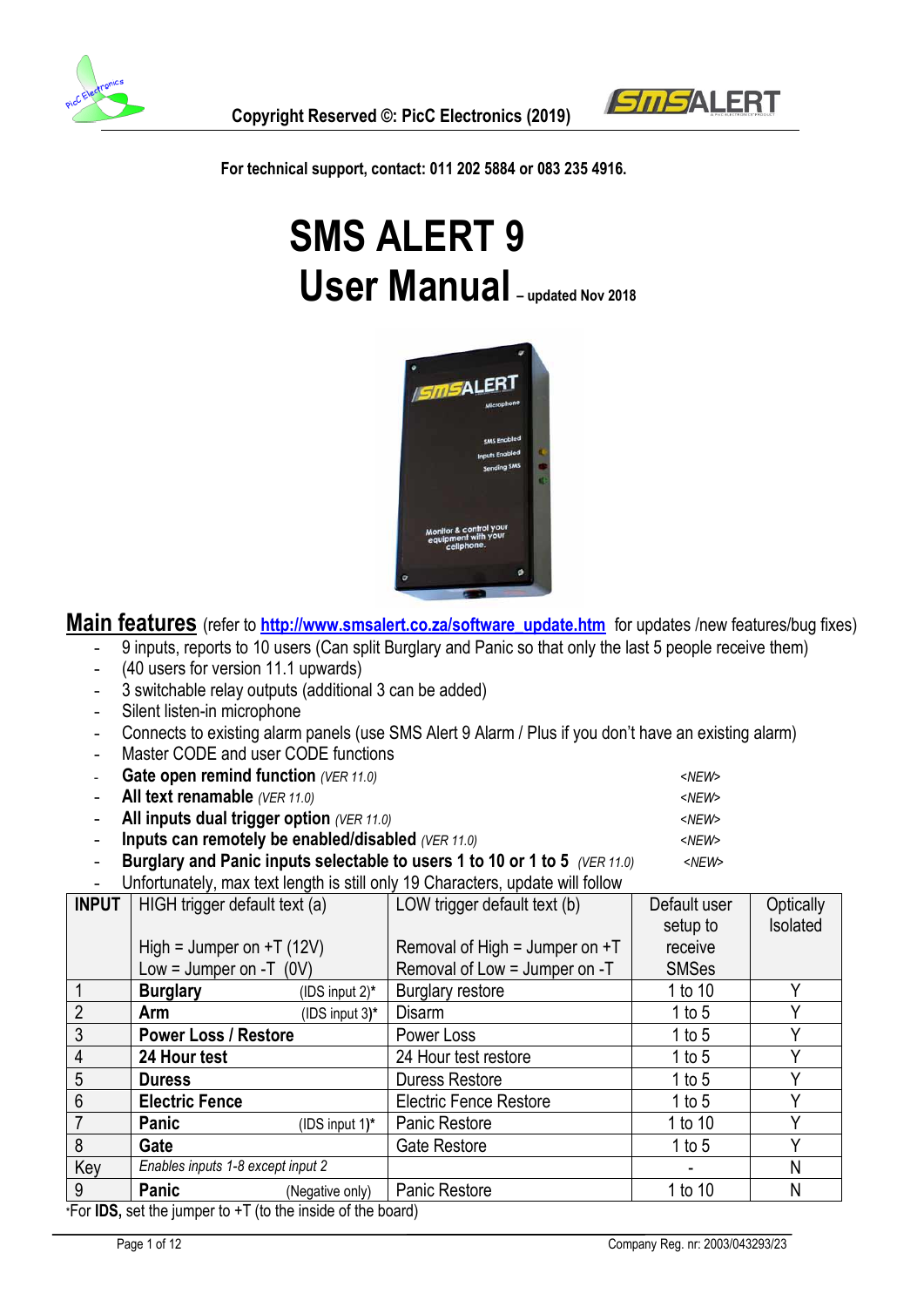Copyright Reserved ©: PicC Electronics (2019)

**For technical support, contact: 011 202 5884 or 083 235 4916.**

# SMS ALERT 9
# User Manual – updated Nov 2018

## Main features (refer to [http://www.smsalert.co.za/software_update.htm](http://www.smsalert.co.za/software_update.htm) for updates /new features/bug fixes)

- 9 inputs, reports to 10 users (Can split Burglary and Panic so that only the last 5 people receive them)
- (40 users for version 11.1 upwards)
- 3 switchable relay outputs (additional 3 can be added)
- Silent listen-in microphone
- Connects to existing alarm panels (use SMS Alert 9 Alarm / Plus if you don't have an existing alarm)
- Master CODE and user CODE functions
- **Gate open remind function** *(VER 11.0)* *<NEW>*
- **All text renamable** *(VER 11.0)* *<NEW>*
- **All inputs dual trigger option** *(VER 11.0)* *<NEW>*
- **Inputs can remotely be enabled/disabled** *(VER 11.0)* *<NEW>*
- **Burglary and Panic inputs selectable to users 1 to 10 or 1 to 5** *(VER 11.0)* *<NEW>*
- Unfortunately, max text length is still only 19 Characters, update will follow

| INPUT | HIGH trigger default text (a)<br><br>High = Jumper on +T (12V)<br>Low = Jumper on -T (0V) | LOW trigger default text (b)<br><br>Removal of High = Jumper on +T<br>Removal of Low = Jumper on -T | Default user setup to receive SMSes | Optically Isolated |
|---|---|---|---|---|
| 1 | **Burglary** (IDS input 2)* | Burglary restore | 1 to 10 | Y |
| 2 | **Arm** (IDS input 3)* | Disarm | 1 to 5 | Y |
| 3 | **Power Loss / Restore** | Power Loss | 1 to 5 | Y |
| 4 | **24 Hour test** | 24 Hour test restore | 1 to 5 | Y |
| 5 | **Duress** | Duress Restore | 1 to 5 | Y |
| 6 | **Electric Fence** | Electric Fence Restore | 1 to 5 | Y |
| 7 | **Panic** (IDS input 1)* | Panic Restore | 1 to 10 | Y |
| 8 | **Gate** | Gate Restore | 1 to 5 | Y |
| Key | *Enables inputs 1-8 except input 2* | | - | N |
| 9 | **Panic** (Negative only) | Panic Restore | 1 to 10 | N |

*For **IDS**, set the jumper to +T (to the inside of the board)

Company Reg. nr: 2003/043293/23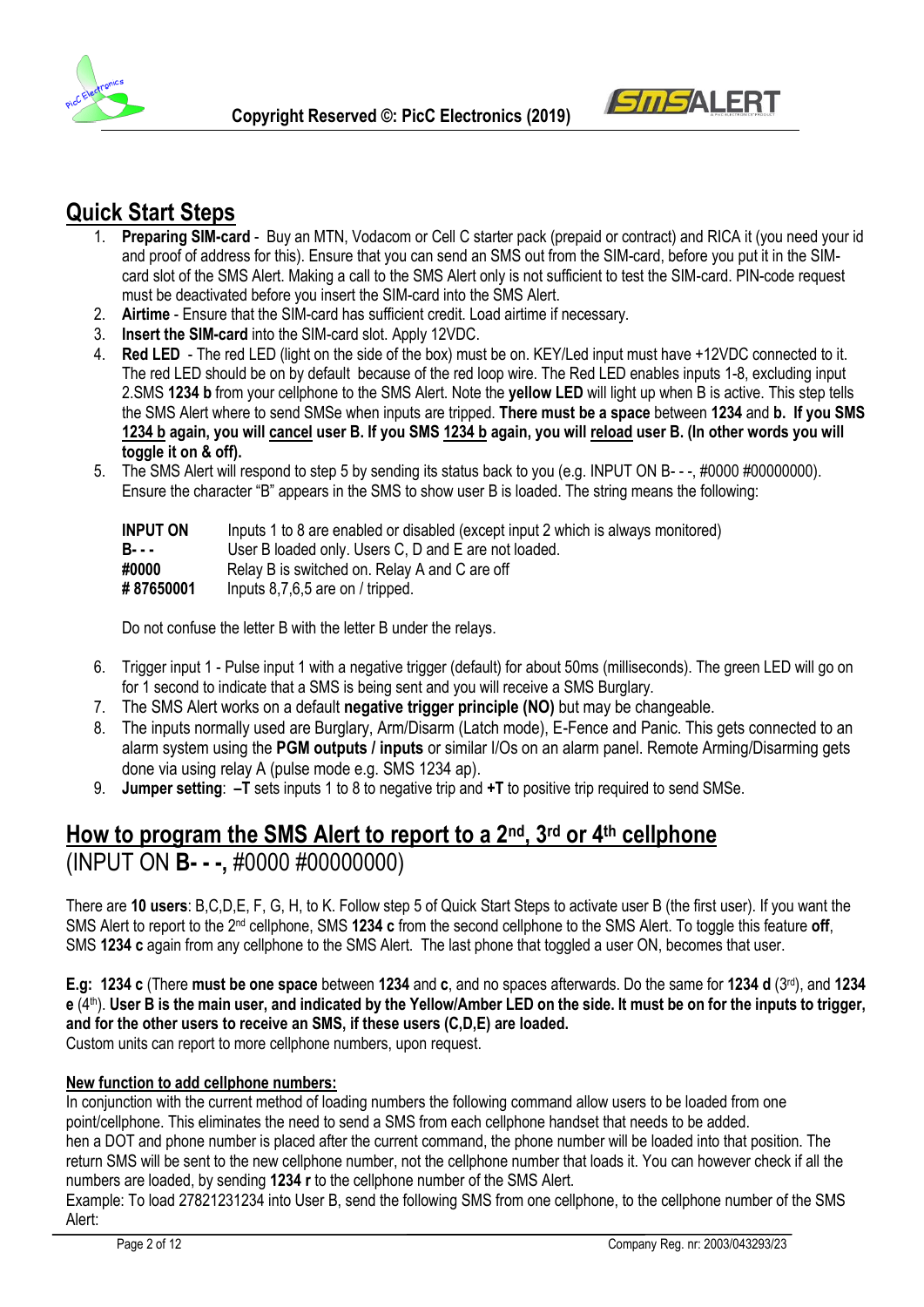## Quick Start Steps

1. **Preparing SIM-card** - Buy an MTN, Vodacom or Cell C starter pack (prepaid or contract) and RICA it (you need your id and proof of address for this). Ensure that you can send an SMS out from the SIM-card, before you put it in the SIM-card slot of the SMS Alert. Making a call to the SMS Alert only is not sufficient to test the SIM-card. PIN-code request must be deactivated before you insert the SIM-card into the SMS Alert.
2. **Airtime** - Ensure that the SIM-card has sufficient credit. Load airtime if necessary.
3. **Insert the SIM-card** into the SIM-card slot. Apply 12VDC.
4. **Red LED** - The red LED (light on the side of the box) must be on. KEY/Led input must have +12VDC connected to it. The red LED should be on by default because of the red loop wire. The Red LED enables inputs 1-8, excluding input 2.SMS **1234 b** from your cellphone to the SMS Alert. Note the **yellow LED** will light up when B is active. This step tells the SMS Alert where to send SMSe when inputs are tripped. **There must be a space** between **1234** and **b. If you SMS <u>1234 b</u> again, you will <u>cancel</u> user B. If you SMS <u>1234 b</u> again, you will <u>reload</u> user B. (In other words you will toggle it on & off).**
5. The SMS Alert will respond to step 5 by sending its status back to you (e.g. INPUT ON B- - -, #0000 #00000000). Ensure the character "B" appears in the SMS to show user B is loaded. The string means the following:

| | |
|---|---|
| **INPUT ON** | Inputs 1 to 8 are enabled or disabled (except input 2 which is always monitored) |
| **B- - -** | User B loaded only. Users C, D and E are not loaded. |
| **#0000** | Relay B is switched on. Relay A and C are off |
| **# 87650001** | Inputs 8,7,6,5 are on / tripped. |

   Do not confuse the letter B with the letter B under the relays.

6. Trigger input 1 - Pulse input 1 with a negative trigger (default) for about 50ms (milliseconds). The green LED will go on for 1 second to indicate that a SMS is being sent and you will receive a SMS Burglary.
7. The SMS Alert works on a default **negative trigger principle (NO)** but may be changeable.
8. The inputs normally used are Burglary, Arm/Disarm (Latch mode), E-Fence and Panic. This gets connected to an alarm system using the **PGM outputs / inputs** or similar I/Os on an alarm panel. Remote Arming/Disarming gets done via using relay A (pulse mode e.g. SMS 1234 ap).
9. **Jumper setting**: **–T** sets inputs 1 to 8 to negative trip and **+T** to positive trip required to send SMSe.

## <u>How to program the SMS Alert to report to a 2nd, 3rd or 4th cellphone</u> (INPUT ON **B- - -,** #0000 #00000000)

There are **10 users**: B,C,D,E, F, G, H, to K. Follow step 5 of Quick Start Steps to activate user B (the first user). If you want the SMS Alert to report to the 2nd cellphone, SMS **1234 c** from the second cellphone to the SMS Alert. To toggle this feature **off**, SMS **1234 c** again from any cellphone to the SMS Alert. The last phone that toggled a user ON, becomes that user.

**E.g: 1234 c** (There **must be one space** between **1234** and **c**, and no spaces afterwards. Do the same for **1234 d** (3rd), and **1234 e** (4th). **User B is the main user, and indicated by the Yellow/Amber LED on the side. It must be on for the inputs to trigger, and for the other users to receive an SMS, if these users (C,D,E) are loaded.**
Custom units can report to more cellphone numbers, upon request.

**<u>New function to add cellphone numbers:</u>**

In conjunction with the current method of loading numbers the following command allow users to be loaded from one point/cellphone. This eliminates the need to send a SMS from each cellphone handset that needs to be added.
hen a DOT and phone number is placed after the current command, the phone number will be loaded into that position. The return SMS will be sent to the new cellphone number, not the cellphone number that loads it. You can however check if all the numbers are loaded, by sending **1234 r** to the cellphone number of the SMS Alert.
Example: To load 27821231234 into User B, send the following SMS from one cellphone, to the cellphone number of the SMS Alert: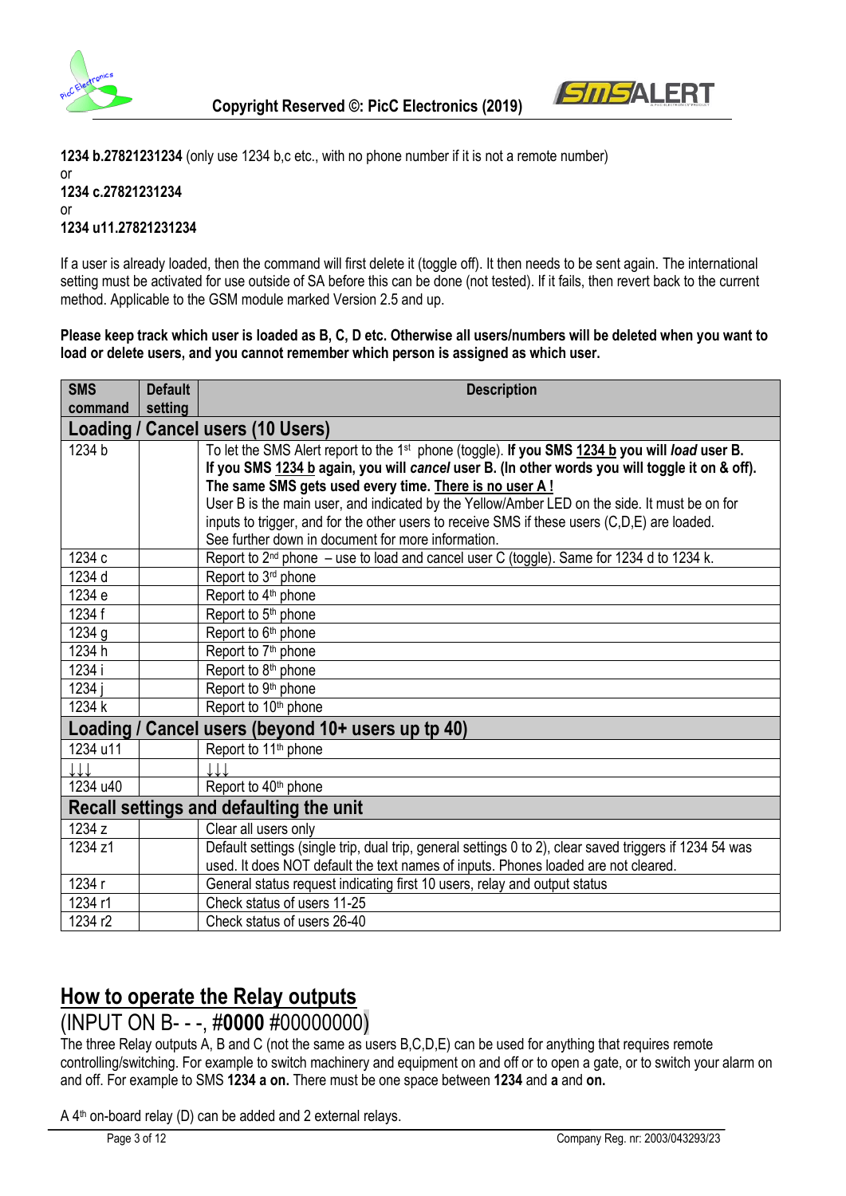**1234 b.27821231234** (only use 1234 b,c etc., with no phone number if it is not a remote number)
or
**1234 c.27821231234**
or
**1234 u11.27821231234**

If a user is already loaded, then the command will first delete it (toggle off). It then needs to be sent again. The international setting must be activated for use outside of SA before this can be done (not tested). If it fails, then revert back to the current method. Applicable to the GSM module marked Version 2.5 and up.

**Please keep track which user is loaded as B, C, D etc. Otherwise all users/numbers will be deleted when you want to load or delete users, and you cannot remember which person is assigned as which user.**

| SMS command | Default setting | Description |
|---|---|---|
| **Loading / Cancel users (10 Users)** | | |
| 1234 b | | To let the SMS Alert report to the 1st phone (toggle). **If you SMS 1234 b you will *load* user B. If you SMS 1234 b again, you will *cancel* user B. (In other words you will toggle it on & off). The same SMS gets used every time. There is no user A !** User B is the main user, and indicated by the Yellow/Amber LED on the side. It must be on for inputs to trigger, and for the other users to receive SMS if these users (C,D,E) are loaded. See further down in document for more information. |
| 1234 c | | Report to 2nd phone – use to load and cancel user C (toggle). Same for 1234 d to 1234 k. |
| 1234 d | | Report to 3rd phone |
| 1234 e | | Report to 4th phone |
| 1234 f | | Report to 5th phone |
| 1234 g | | Report to 6th phone |
| 1234 h | | Report to 7th phone |
| 1234 i | | Report to 8th phone |
| 1234 j | | Report to 9th phone |
| 1234 k | | Report to 10th phone |
| **Loading / Cancel users (beyond 10+ users up tp 40)** | | |
| 1234 u11 | | Report to 11th phone |
| ↓↓↓ | | ↓↓↓ |
| 1234 u40 | | Report to 40th phone |
| **Recall settings and defaulting the unit** | | |
| 1234 z | | Clear all users only |
| 1234 z1 | | Default settings (single trip, dual trip, general settings 0 to 2), clear saved triggers if 1234 54 was used. It does NOT default the text names of inputs. Phones loaded are not cleared. |
| 1234 r | | General status request indicating first 10 users, relay and output status |
| 1234 r1 | | Check status of users 11-25 |
| 1234 r2 | | Check status of users 26-40 |

## How to operate the Relay outputs

(INPUT ON B- - -, #**0000** #00000000)

The three Relay outputs A, B and C (not the same as users B,C,D,E) can be used for anything that requires remote controlling/switching. For example to switch machinery and equipment on and off or to open a gate, or to switch your alarm on and off. For example to SMS **1234 a on.** There must be one space between **1234** and **a** and **on.**

A 4th on-board relay (D) can be added and 2 external relays.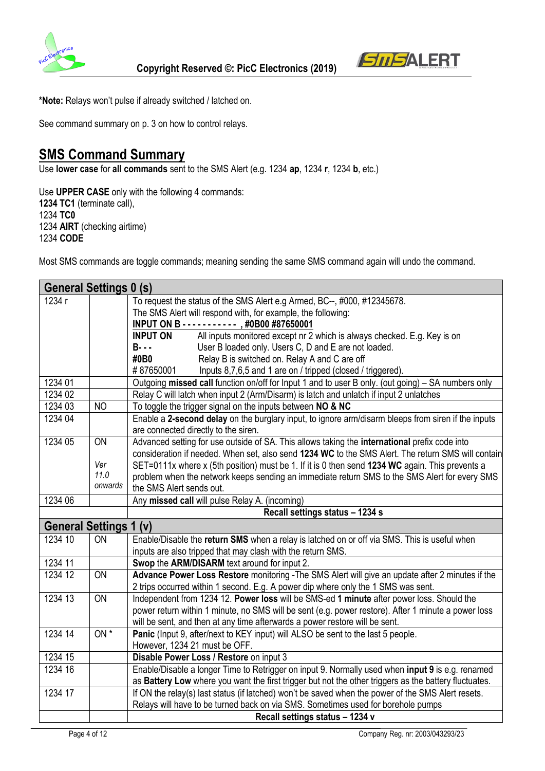***Note:** Relays won't pulse if already switched / latched on.

See command summary on p. 3 on how to control relays.

## SMS Command Summary

Use **lower case** for **all commands** sent to the SMS Alert (e.g. 1234 **ap**, 1234 **r**, 1234 **b**, etc.)

Use **UPPER CASE** only with the following 4 commands:
**1234 TC1** (terminate call),
1234 **TC0**
1234 **AIRT** (checking airtime)
1234 **CODE**

Most SMS commands are toggle commands; meaning sending the same SMS command again will undo the command.

| General Settings 0 (s) | | |
|---|---|---|
| 1234 r | | To request the status of the SMS Alert e.g Armed, BC--, #000, #12345678.<br>The SMS Alert will respond with, for example, the following:<br>**INPUT ON B - - - - - - - - - - - , #0B00 #87650001**<br>**INPUT ON** All inputs monitored except nr 2 which is always checked. E.g. Key is on<br>**B- - -** User B loaded only. Users C, D and E are not loaded.<br>**#0B0** Relay B is switched on. Relay A and C are off<br># 87650001 Inputs 8,7,6,5 and 1 are on / tripped (closed / triggered). |
| 1234 01 | | Outgoing **missed call** function on/off for Input 1 and to user B only. (out going) – SA numbers only |
| 1234 02 | | Relay C will latch when input 2 (Arm/Disarm) is latch and unlatch if input 2 unlatches |
| 1234 03 | NO | To toggle the trigger signal on the inputs between **NO & NC** |
| 1234 04 | | Enable a **2-second delay** on the burglary input, to ignore arm/disarm bleeps from siren if the inputs are connected directly to the siren. |
| 1234 05 | ON<br><br>*Ver 11.0 onwards* | Advanced setting for use outside of SA. This allows taking the **international** prefix code into consideration if needed. When set, also send **1234 WC** to the SMS Alert. The return SMS will contain SET=0111x where x (5th position) must be 1. If it is 0 then send **1234 WC** again. This prevents a problem when the network keeps sending an immediate return SMS to the SMS Alert for every SMS the SMS Alert sends out. |
| 1234 06 | | Any **missed call** will pulse Relay A. (incoming) |
| | | **Recall settings status – 1234 s** |

| General Settings 1 (v) | | |
|---|---|---|
| 1234 10 | ON | Enable/Disable the **return SMS** when a relay is latched on or off via SMS. This is useful when inputs are also tripped that may clash with the return SMS. |
| 1234 11 | | **Swop** the **ARM/DISARM** text around for input 2. |
| 1234 12 | ON | **Advance Power Loss Restore** monitoring -The SMS Alert will give an update after 2 minutes if the 2 trips occurred within 1 second. E.g. A power dip where only the 1 SMS was sent. |
| 1234 13 | ON | Independent from 1234 12. **Power loss** will be SMS-ed **1 minute** after power loss. Should the power return within 1 minute, no SMS will be sent (e.g. power restore). After 1 minute a power loss will be sent, and then at any time afterwards a power restore will be sent. |
| 1234 14 | ON * | **Panic** (Input 9, after/next to KEY input) will ALSO be sent to the last 5 people.<br>However, 1234 21 must be OFF. |
| 1234 15 | | **Disable Power Loss / Restore** on input 3 |
| 1234 16 | | Enable/Disable a longer Time to Retrigger on input 9. Normally used when **input 9** is e.g. renamed as **Battery Low** where you want the first trigger but not the other triggers as the battery fluctuates. |
| 1234 17 | | If ON the relay(s) last status (if latched) won't be saved when the power of the SMS Alert resets. Relays will have to be turned back on via SMS. Sometimes used for borehole pumps |
| | | **Recall settings status – 1234 v** |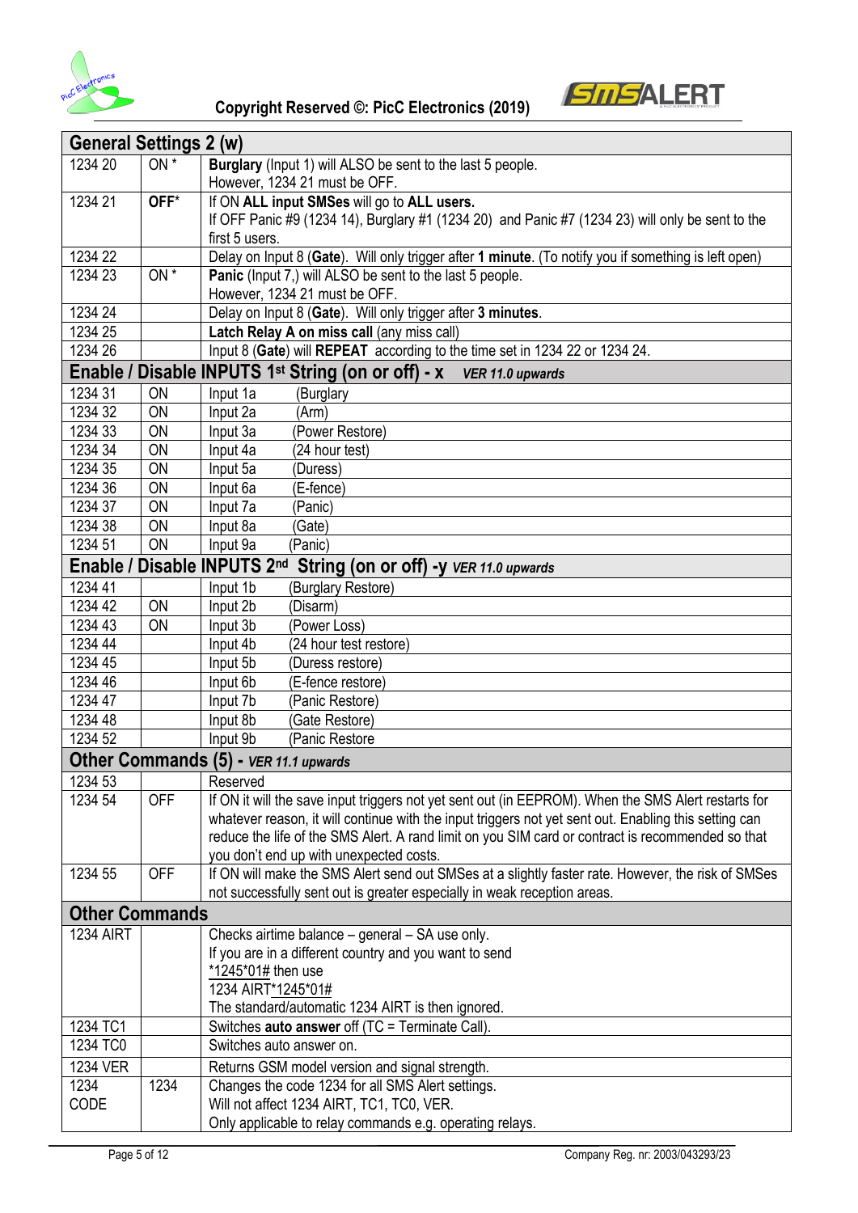| General Settings 2 (w) | | |
|---|---|---|
| 1234 20 | ON * | **Burglary** (Input 1) will ALSO be sent to the last 5 people. However, 1234 21 must be OFF. |
| 1234 21 | **OFF*** | If ON **ALL input SMSes** will go to **ALL users.** If OFF Panic #9 (1234 14), Burglary #1 (1234 20) and Panic #7 (1234 23) will only be sent to the first 5 users. |
| 1234 22 | | Delay on Input 8 (**Gate**). Will only trigger after **1 minute**. (To notify you if something is left open) |
| 1234 23 | ON * | **Panic** (Input 7,) will ALSO be sent to the last 5 people. However, 1234 21 must be OFF. |
| 1234 24 | | Delay on Input 8 (**Gate**). Will only trigger after **3 minutes**. |
| 1234 25 | | **Latch Relay A on miss call** (any miss call) |
| 1234 26 | | Input 8 (**Gate**) will **REPEAT** according to the time set in 1234 22 or 1234 24. |
| **Enable / Disable INPUTS 1st String (on or off) - x** *VER 11.0 upwards* | | |
| 1234 31 | ON | Input 1a (Burglary |
| 1234 32 | ON | Input 2a (Arm) |
| 1234 33 | ON | Input 3a (Power Restore) |
| 1234 34 | ON | Input 4a (24 hour test) |
| 1234 35 | ON | Input 5a (Duress) |
| 1234 36 | ON | Input 6a (E-fence) |
| 1234 37 | ON | Input 7a (Panic) |
| 1234 38 | ON | Input 8a (Gate) |
| 1234 51 | ON | Input 9a (Panic) |
| **Enable / Disable INPUTS 2nd String (on or off) -y** *VER 11.0 upwards* | | |
| 1234 41 | | Input 1b (Burglary Restore) |
| 1234 42 | ON | Input 2b (Disarm) |
| 1234 43 | ON | Input 3b (Power Loss) |
| 1234 44 | | Input 4b (24 hour test restore) |
| 1234 45 | | Input 5b (Duress restore) |
| 1234 46 | | Input 6b (E-fence restore) |
| 1234 47 | | Input 7b (Panic Restore) |
| 1234 48 | | Input 8b (Gate Restore) |
| 1234 52 | | Input 9b (Panic Restore |
| **Other Commands (5) -** *VER 11.1 upwards* | | |
| 1234 53 | | Reserved |
| 1234 54 | OFF | If ON it will the save input triggers not yet sent out (in EEPROM). When the SMS Alert restarts for whatever reason, it will continue with the input triggers not yet sent out. Enabling this setting can reduce the life of the SMS Alert. A rand limit on you SIM card or contract is recommended so that you don't end up with unexpected costs. |
| 1234 55 | OFF | If ON will make the SMS Alert send out SMSes at a slightly faster rate. However, the risk of SMSes not successfully sent out is greater especially in weak reception areas. |
| **Other Commands** | | |
| 1234 AIRT | | Checks airtime balance – general – SA use only. If you are in a different country and you want to send *1245*01# then use 1234 AIRT*1245*01# The standard/automatic 1234 AIRT is then ignored. |
| 1234 TC1 | | Switches **auto answer** off (TC = Terminate Call). |
| 1234 TC0 | | Switches auto answer on. |
| 1234 VER | | Returns GSM model version and signal strength. |
| 1234 CODE | 1234 | Changes the code 1234 for all SMS Alert settings. Will not affect 1234 AIRT, TC1, TC0, VER. Only applicable to relay commands e.g. operating relays. |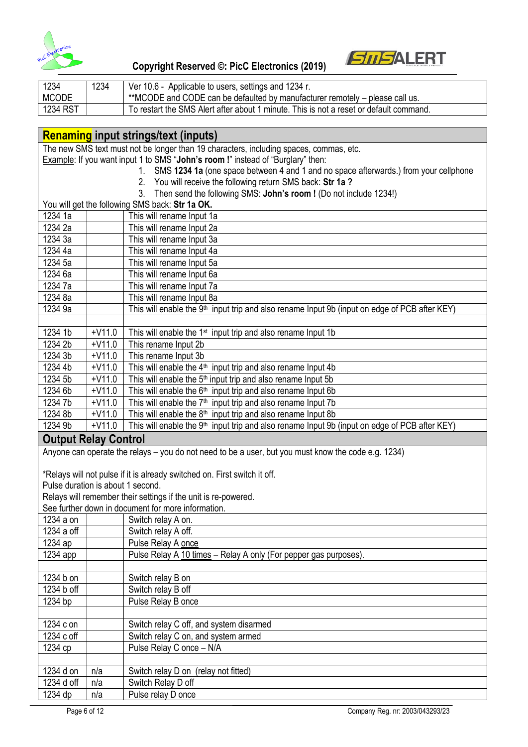| | | |
|---|---|---|
| 1234 | 1234 | Ver 10.6 - Applicable to users, settings and 1234 r. |
| MCODE | | **MCODE and CODE can be defaulted by manufacturer remotely – please call us. |
| 1234 RST | | To restart the SMS Alert after about 1 minute. This is not a reset or default command. |

## Renaming input strings/text (inputs)

The new SMS text must not be longer than 19 characters, including spaces, commas, etc.

Example: If you want input 1 to SMS "**John's room !**" instead of "Burglary" then:

1. SMS **1234 1a** (one space between 4 and 1 and no space afterwards.) from your cellphone
2. You will receive the following return SMS back: **Str 1a ?**
3. Then send the following SMS: **John's room !** (Do not include 1234!)

You will get the following SMS back: **Str 1a OK.**

| | | |
|---|---|---|
| 1234 1a | | This will rename Input 1a |
| 1234 2a | | This will rename Input 2a |
| 1234 3a | | This will rename Input 3a |
| 1234 4a | | This will rename Input 4a |
| 1234 5a | | This will rename Input 5a |
| 1234 6a | | This will rename Input 6a |
| 1234 7a | | This will rename Input 7a |
| 1234 8a | | This will rename Input 8a |
| 1234 9a | | This will enable the 9th input trip and also rename Input 9b (input on edge of PCB after KEY) |
| | | |
| 1234 1b | +V11.0 | This will enable the 1st input trip and also rename Input 1b |
| 1234 2b | +V11.0 | This rename Input 2b |
| 1234 3b | +V11.0 | This rename Input 3b |
| 1234 4b | +V11.0 | This will enable the 4th input trip and also rename Input 4b |
| 1234 5b | +V11.0 | This will enable the 5th input trip and also rename Input 5b |
| 1234 6b | +V11.0 | This will enable the 6th input trip and also rename Input 6b |
| 1234 7b | +V11.0 | This will enable the 7th input trip and also rename Input 7b |
| 1234 8b | +V11.0 | This will enable the 8th input trip and also rename Input 8b |
| 1234 9b | +V11.0 | This will enable the 9th input trip and also rename Input 9b (input on edge of PCB after KEY) |

## Output Relay Control

Anyone can operate the relays – you do not need to be a user, but you must know the code e.g. 1234)

*Relays will not pulse if it is already switched on. First switch it off.
Pulse duration is about 1 second.
Relays will remember their settings if the unit is re-powered.
See further down in document for more information.

| | | |
|---|---|---|
| 1234 a on | | Switch relay A on. |
| 1234 a off | | Switch relay A off. |
| 1234 ap | | Pulse Relay A once |
| 1234 app | | Pulse Relay A 10 times – Relay A only (For pepper gas purposes). |
| | | |
| 1234 b on | | Switch relay B on |
| 1234 b off | | Switch relay B off |
| 1234 bp | | Pulse Relay B once |
| | | |
| 1234 c on | | Switch relay C off, and system disarmed |
| 1234 c off | | Switch relay C on, and system armed |
| 1234 cp | | Pulse Relay C once – N/A |
| | | |
| 1234 d on | n/a | Switch relay D on (relay not fitted) |
| 1234 d off | n/a | Switch Relay D off |
| 1234 dp | n/a | Pulse relay D once |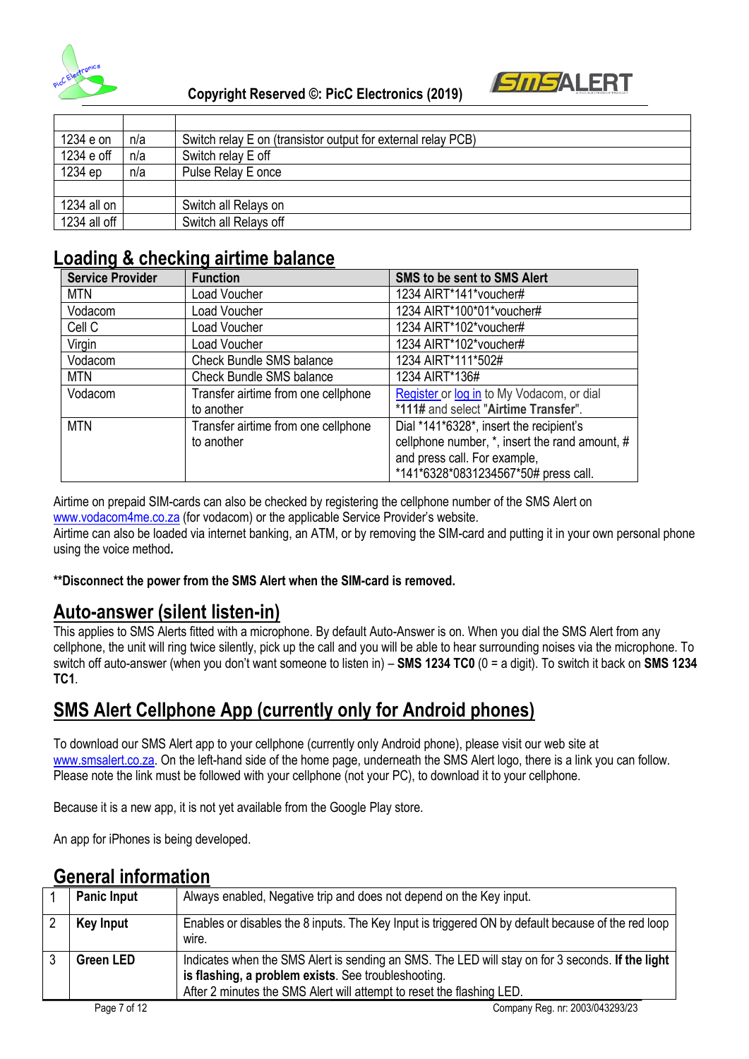| | | |
|---|---|---|
| 1234 e on | n/a | Switch relay E on (transistor output for external relay PCB) |
| 1234 e off | n/a | Switch relay E off |
| 1234 ep | n/a | Pulse Relay E once |
| | | |
| 1234 all on | | Switch all Relays on |
| 1234 all off | | Switch all Relays off |

## Loading & checking airtime balance

| Service Provider | Function | SMS to be sent to SMS Alert |
|---|---|---|
| MTN | Load Voucher | 1234 AIRT*141*voucher# |
| Vodacom | Load Voucher | 1234 AIRT*100*01*voucher# |
| Cell C | Load Voucher | 1234 AIRT*102*voucher# |
| Virgin | Load Voucher | 1234 AIRT*102*voucher# |
| Vodacom | Check Bundle SMS balance | 1234 AIRT*111*502# |
| MTN | Check Bundle SMS balance | 1234 AIRT*136# |
| Vodacom | Transfer airtime from one cellphone to another | Register or log in to My Vodacom, or dial *111# and select "**Airtime Transfer**". |
| MTN | Transfer airtime from one cellphone to another | Dial *141*6328*, insert the recipient's cellphone number, *, insert the rand amount, # and press call. For example, *141*6328*0831234567*50# press call. |

Airtime on prepaid SIM-cards can also be checked by registering the cellphone number of the SMS Alert on www.vodacom4me.co.za (for vodacom) or the applicable Service Provider's website.
Airtime can also be loaded via internet banking, an ATM, or by removing the SIM-card and putting it in your own personal phone using the voice method**.**

****Disconnect the power from the SMS Alert when the SIM-card is removed.**

## Auto-answer (silent listen-in)

This applies to SMS Alerts fitted with a microphone. By default Auto-Answer is on. When you dial the SMS Alert from any cellphone, the unit will ring twice silently, pick up the call and you will be able to hear surrounding noises via the microphone. To switch off auto-answer (when you don't want someone to listen in) – **SMS 1234 TC0** (0 = a digit). To switch it back on **SMS 1234 TC1**.

## SMS Alert Cellphone App (currently only for Android phones)

To download our SMS Alert app to your cellphone (currently only Android phone), please visit our web site at www.smsalert.co.za. On the left-hand side of the home page, underneath the SMS Alert logo, there is a link you can follow. Please note the link must be followed with your cellphone (not your PC), to download it to your cellphone.

Because it is a new app, it is not yet available from the Google Play store.

An app for iPhones is being developed.

## General information

| | | |
|---|---|---|
| 1 | **Panic Input** | Always enabled, Negative trip and does not depend on the Key input. |
| 2 | **Key Input** | Enables or disables the 8 inputs. The Key Input is triggered ON by default because of the red loop wire. |
| 3 | **Green LED** | Indicates when the SMS Alert is sending an SMS. The LED will stay on for 3 seconds. **If the light is flashing, a problem exists**. See troubleshooting. After 2 minutes the SMS Alert will attempt to reset the flashing LED. |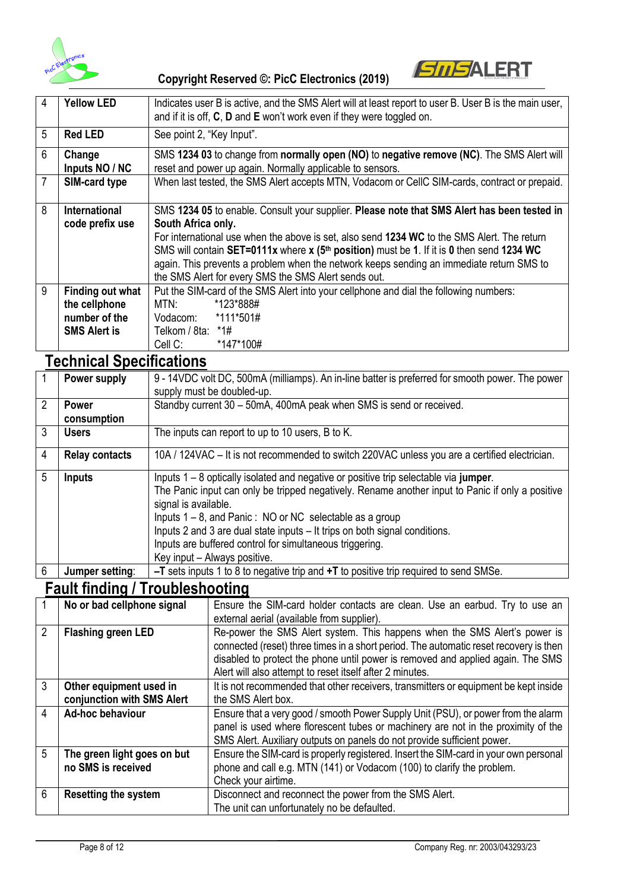| 4 | **Yellow LED** | Indicates user B is active, and the SMS Alert will at least report to user B. User B is the main user, and if it is off, **C**, **D** and **E** won't work even if they were toggled on. |
|---|---|---|
| 5 | **Red LED** | See point 2, "Key Input". |
| 6 | **Change Inputs NO / NC** | SMS **1234 03** to change from **normally open (NO)** to **negative remove (NC)**. The SMS Alert will reset and power up again. Normally applicable to sensors. |
| 7 | **SIM-card type** | When last tested, the SMS Alert accepts MTN, Vodacom or CellC SIM-cards, contract or prepaid. |
| 8 | **International code prefix use** | SMS **1234 05** to enable. Consult your supplier. **Please note that SMS Alert has been tested in South Africa only.**<br>For international use when the above is set, also send **1234 WC** to the SMS Alert. The return SMS will contain **SET=0111x** where **x (5th position)** must be **1**. If it is **0** then send **1234 WC** again. This prevents a problem when the network keeps sending an immediate return SMS to the SMS Alert for every SMS the SMS Alert sends out. |
| 9 | **Finding out what the cellphone number of the SMS Alert is** | Put the SIM-card of the SMS Alert into your cellphone and dial the following numbers:<br>MTN: *123*888#<br>Vodacom: *111*501#<br>Telkom / 8ta: *1#<br>Cell C: *147*100# |

## Technical Specifications

| 1 | **Power supply** | 9 - 14VDC volt DC, 500mA (milliamps). An in-line batter is preferred for smooth power. The power supply must be doubled-up. |
|---|---|---|
| 2 | **Power consumption** | Standby current 30 – 50mA, 400mA peak when SMS is send or received. |
| 3 | **Users** | The inputs can report to up to 10 users, B to K. |
| 4 | **Relay contacts** | 10A / 124VAC – It is not recommended to switch 220VAC unless you are a certified electrician. |
| 5 | **Inputs** | Inputs 1 – 8 optically isolated and negative or positive trip selectable via **jumper**.<br>The Panic input can only be tripped negatively. Rename another input to Panic if only a positive signal is available.<br>Inputs 1 – 8, and Panic : NO or NC selectable as a group<br>Inputs 2 and 3 are dual state inputs – It trips on both signal conditions.<br>Inputs are buffered control for simultaneous triggering.<br>Key input – Always positive. |
| 6 | **Jumper setting**: | **–T** sets inputs 1 to 8 to negative trip and **+T** to positive trip required to send SMSe. |

## Fault finding / Troubleshooting

| 1 | **No or bad cellphone signal** | Ensure the SIM-card holder contacts are clean. Use an earbud. Try to use an external aerial (available from supplier). |
|---|---|---|
| 2 | **Flashing green LED** | Re-power the SMS Alert system. This happens when the SMS Alert's power is connected (reset) three times in a short period. The automatic reset recovery is then disabled to protect the phone until power is removed and applied again. The SMS Alert will also attempt to reset itself after 2 minutes. |
| 3 | **Other equipment used in conjunction with SMS Alert** | It is not recommended that other receivers, transmitters or equipment be kept inside the SMS Alert box. |
| 4 | **Ad-hoc behaviour** | Ensure that a very good / smooth Power Supply Unit (PSU), or power from the alarm panel is used where florescent tubes or machinery are not in the proximity of the SMS Alert. Auxiliary outputs on panels do not provide sufficient power. |
| 5 | **The green light goes on but no SMS is received** | Ensure the SIM-card is properly registered. Insert the SIM-card in your own personal phone and call e.g. MTN (141) or Vodacom (100) to clarify the problem.<br>Check your airtime. |
| 6 | **Resetting the system** | Disconnect and reconnect the power from the SMS Alert.<br>The unit can unfortunately no be defaulted. |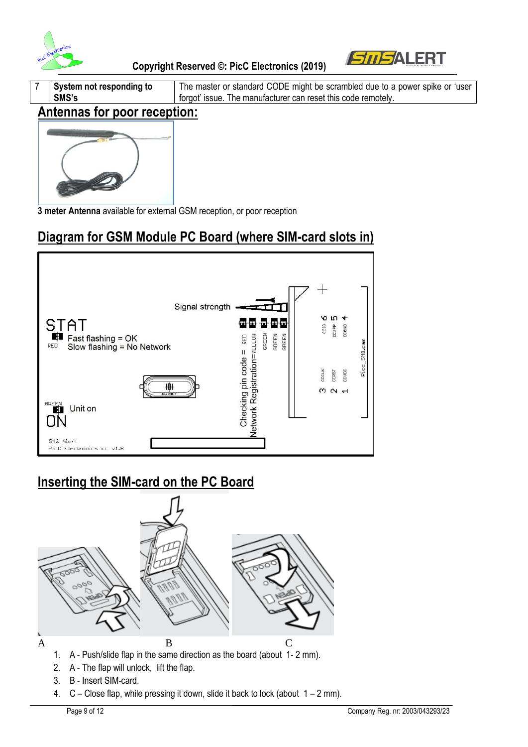| 7 | **System not responding to SMS's** | The master or standard CODE might be scrambled due to a power spike or 'user forgot' issue. The manufacturer can reset this code remotely. |
|---|---|---|

## Antennas for poor reception:

**3 meter Antenna** available for external GSM reception, or poor reception

## Diagram for GSM Module PC Board (where SIM-card slots in)

## Inserting the SIM-card on the PC Board

A B C

1. A - Push/slide flap in the same direction as the board (about 1- 2 mm).
2. A - The flap will unlock, lift the flap.
3. B - Insert SIM-card.
4. C – Close flap, while pressing it down, slide it back to lock (about 1 – 2 mm).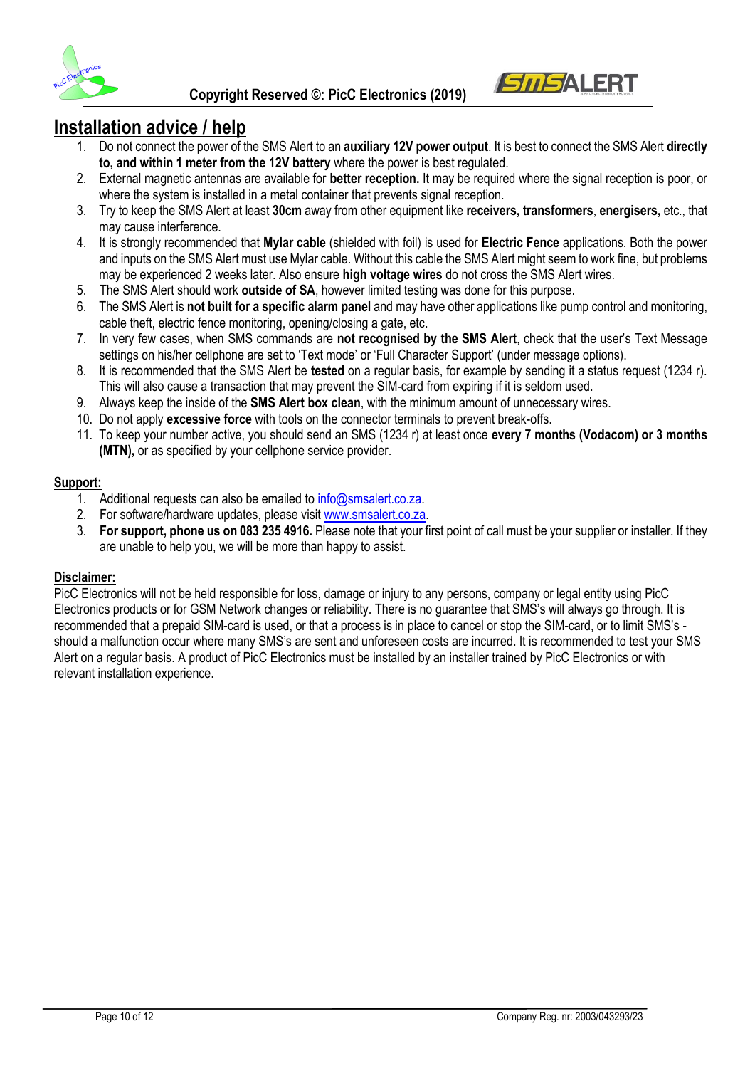# Installation advice / help

1. Do not connect the power of the SMS Alert to an **auxiliary 12V power output**. It is best to connect the SMS Alert **directly to, and within 1 meter from the 12V battery** where the power is best regulated.
2. External magnetic antennas are available for **better reception.** It may be required where the signal reception is poor, or where the system is installed in a metal container that prevents signal reception.
3. Try to keep the SMS Alert at least **30cm** away from other equipment like **receivers, transformers**, **energisers,** etc., that may cause interference.
4. It is strongly recommended that **Mylar cable** (shielded with foil) is used for **Electric Fence** applications. Both the power and inputs on the SMS Alert must use Mylar cable. Without this cable the SMS Alert might seem to work fine, but problems may be experienced 2 weeks later. Also ensure **high voltage wires** do not cross the SMS Alert wires.
5. The SMS Alert should work **outside of SA**, however limited testing was done for this purpose.
6. The SMS Alert is **not built for a specific alarm panel** and may have other applications like pump control and monitoring, cable theft, electric fence monitoring, opening/closing a gate, etc.
7. In very few cases, when SMS commands are **not recognised by the SMS Alert**, check that the user's Text Message settings on his/her cellphone are set to 'Text mode' or 'Full Character Support' (under message options).
8. It is recommended that the SMS Alert be **tested** on a regular basis, for example by sending it a status request (1234 r). This will also cause a transaction that may prevent the SIM-card from expiring if it is seldom used.
9. Always keep the inside of the **SMS Alert box clean**, with the minimum amount of unnecessary wires.
10. Do not apply **excessive force** with tools on the connector terminals to prevent break-offs.
11. To keep your number active, you should send an SMS (1234 r) at least once **every 7 months (Vodacom) or 3 months (MTN),** or as specified by your cellphone service provider.

**Support:**

1. Additional requests can also be emailed to info@smsalert.co.za.
2. For software/hardware updates, please visit www.smsalert.co.za.
3. **For support, phone us on 083 235 4916.** Please note that your first point of call must be your supplier or installer. If they are unable to help you, we will be more than happy to assist.

**Disclaimer:**

PicC Electronics will not be held responsible for loss, damage or injury to any persons, company or legal entity using PicC Electronics products or for GSM Network changes or reliability. There is no guarantee that SMS's will always go through. It is recommended that a prepaid SIM-card is used, or that a process is in place to cancel or stop the SIM-card, or to limit SMS's - should a malfunction occur where many SMS's are sent and unforeseen costs are incurred. It is recommended to test your SMS Alert on a regular basis. A product of PicC Electronics must be installed by an installer trained by PicC Electronics or with relevant installation experience.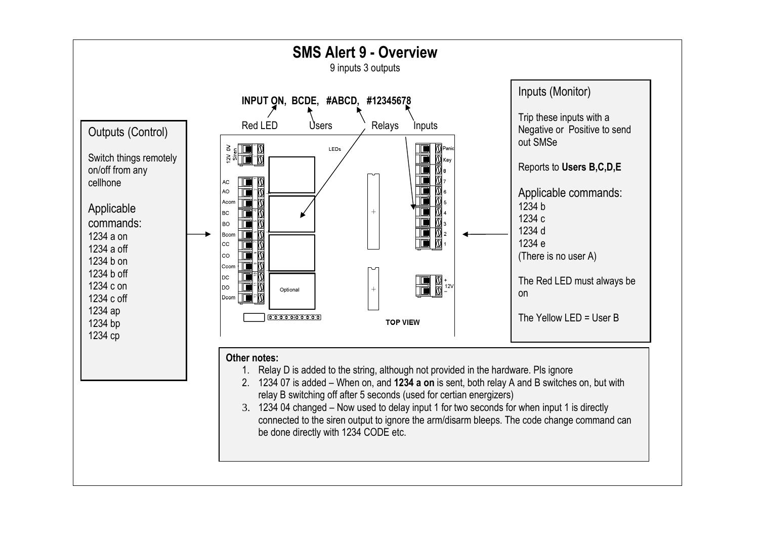# SMS Alert 9 - Overview

9 inputs 3 outputs

**INPUT ON, BCDE, #ABCD, #12345678**

Red LED | Users | Relays | Inputs

## Outputs (Control)

Switch things remotely on/off from any cellhone

Applicable commands:
1234 a on
1234 a off
1234 b on
1234 b off
1234 c on
1234 c off
1234 ap
1234 bp
1234 cp

## Inputs (Monitor)

Trip these inputs with a Negative or Positive to send out SMSe

Reports to **Users B,C,D,E**

Applicable commands:
1234 b
1234 c
1234 d
1234 e
(There is no user A)

The Red LED must always be on

The Yellow LED = User B

12V 0V Siren

LEDs

AC
AO
Acom
BC
BO
Bcom
CC
CO
Ccom
DC
DO
Dcom

Optional

Panic
Key
8
7
6
5
4
3
2
1

+ 12V –

TOP VIEW

**Other notes:**

1. Relay D is added to the string, although not provided in the hardware. Pls ignore
2. 1234 07 is added – When on, and **1234 a on** is sent, both relay A and B switches on, but with relay B switching off after 5 seconds (used for certian energizers)
3. 1234 04 changed – Now used to delay input 1 for two seconds for when input 1 is directly connected to the siren output to ignore the arm/disarm bleeps. The code change command can be done directly with 1234 CODE etc.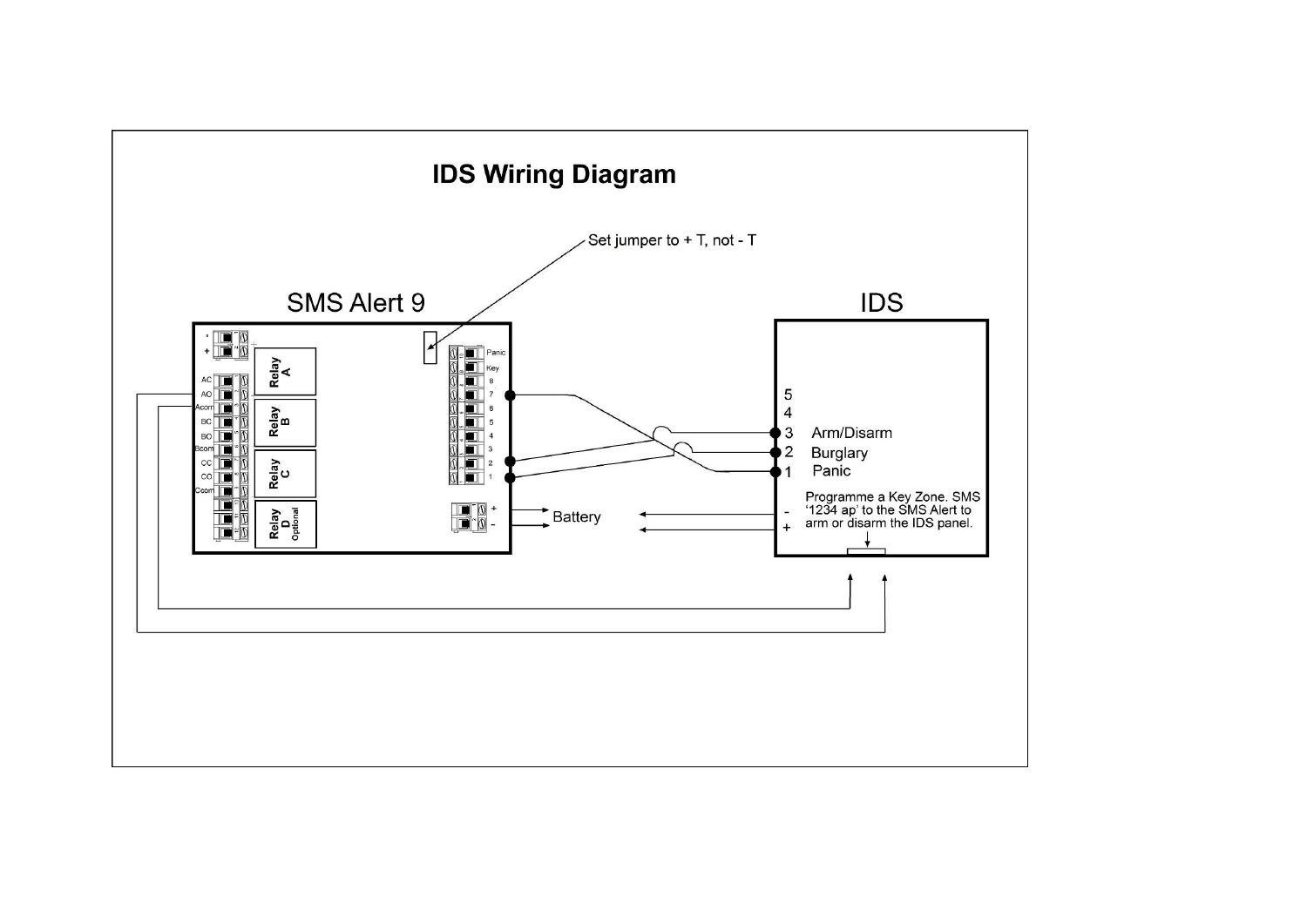# IDS Wiring Diagram

Set jumper to + T, not - T

SMS Alert 9

IDS

+

+

AC

AO

Acom

BC

BO

Bcom

CC

CO

Ccom

Relay A

Relay B

Relay C

Relay D Optional

Panic

Key

8

7

6

5

4

3

2

1

+

-

Battery

5

4

3 Arm/Disarm

2 Burglary

1 Panic

-

+

Programme a Key Zone. SMS '1234 ap' to the SMS Alert to arm or disarm the IDS panel.